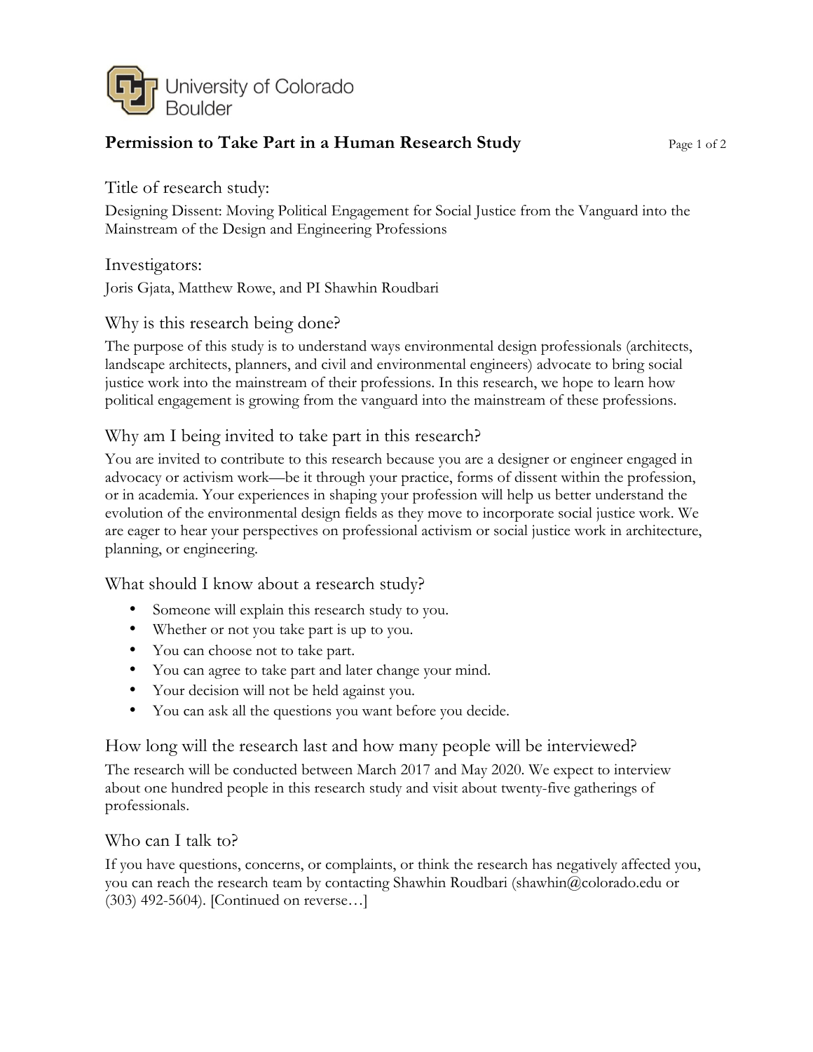University of Colorado
Boulder

# Permission to Take Part in a Human Research Study

## Title of research study:

Designing Dissent: Moving Political Engagement for Social Justice from the Vanguard into the Mainstream of the Design and Engineering Professions

## Investigators:

Joris Gjata, Matthew Rowe, and PI Shawhin Roudbari

## Why is this research being done?

The purpose of this study is to understand ways environmental design professionals (architects, landscape architects, planners, and civil and environmental engineers) advocate to bring social justice work into the mainstream of their professions. In this research, we hope to learn how political engagement is growing from the vanguard into the mainstream of these professions.

## Why am I being invited to take part in this research?

You are invited to contribute to this research because you are a designer or engineer engaged in advocacy or activism work—be it through your practice, forms of dissent within the profession, or in academia. Your experiences in shaping your profession will help us better understand the evolution of the environmental design fields as they move to incorporate social justice work. We are eager to hear your perspectives on professional activism or social justice work in architecture, planning, or engineering.

## What should I know about a research study?

- Someone will explain this research study to you.
- Whether or not you take part is up to you.
- You can choose not to take part.
- You can agree to take part and later change your mind.
- Your decision will not be held against you.
- You can ask all the questions you want before you decide.

## How long will the research last and how many people will be interviewed?

The research will be conducted between March 2017 and May 2020. We expect to interview about one hundred people in this research study and visit about twenty-five gatherings of professionals.

## Who can I talk to?

If you have questions, concerns, or complaints, or think the research has negatively affected you, you can reach the research team by contacting Shawhin Roudbari (shawhin@colorado.edu or (303) 492-5604). [Continued on reverse…]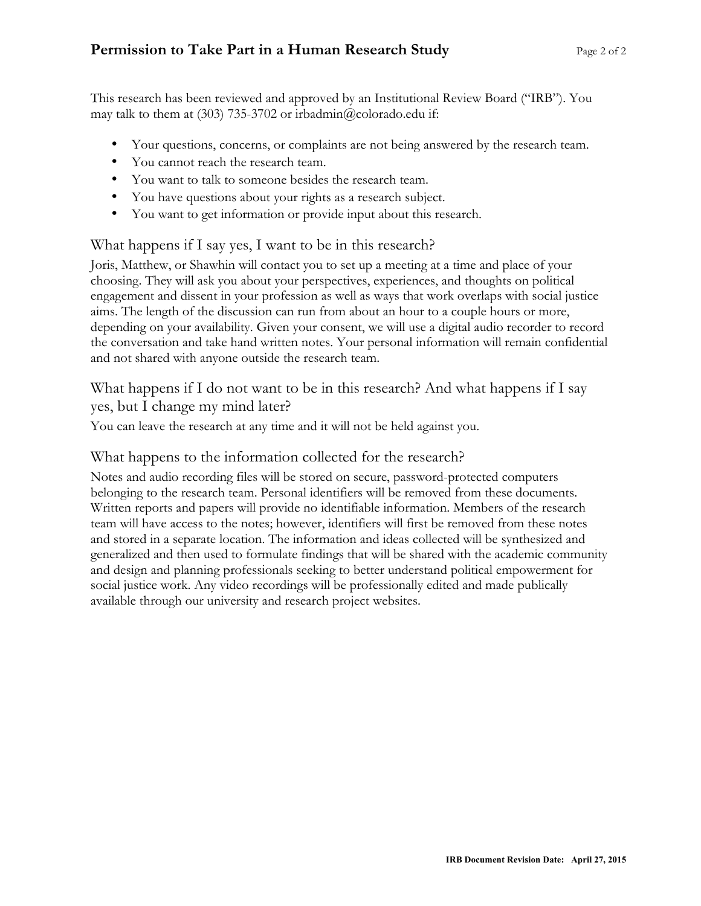This research has been reviewed and approved by an Institutional Review Board ("IRB"). You may talk to them at (303) 735-3702 or irbadmin@colorado.edu if:

- Your questions, concerns, or complaints are not being answered by the research team.
- You cannot reach the research team.
- You want to talk to someone besides the research team.
- You have questions about your rights as a research subject.
- You want to get information or provide input about this research.

## What happens if I say yes, I want to be in this research?

Joris, Matthew, or Shawhin will contact you to set up a meeting at a time and place of your choosing. They will ask you about your perspectives, experiences, and thoughts on political engagement and dissent in your profession as well as ways that work overlaps with social justice aims. The length of the discussion can run from about an hour to a couple hours or more, depending on your availability. Given your consent, we will use a digital audio recorder to record the conversation and take hand written notes. Your personal information will remain confidential and not shared with anyone outside the research team.

## What happens if I do not want to be in this research? And what happens if I say yes, but I change my mind later?

You can leave the research at any time and it will not be held against you.

## What happens to the information collected for the research?

Notes and audio recording files will be stored on secure, password-protected computers belonging to the research team. Personal identifiers will be removed from these documents. Written reports and papers will provide no identifiable information. Members of the research team will have access to the notes; however, identifiers will first be removed from these notes and stored in a separate location. The information and ideas collected will be synthesized and generalized and then used to formulate findings that will be shared with the academic community and design and planning professionals seeking to better understand political empowerment for social justice work. Any video recordings will be professionally edited and made publically available through our university and research project websites.

**IRB Document Revision Date: April 27, 2015**